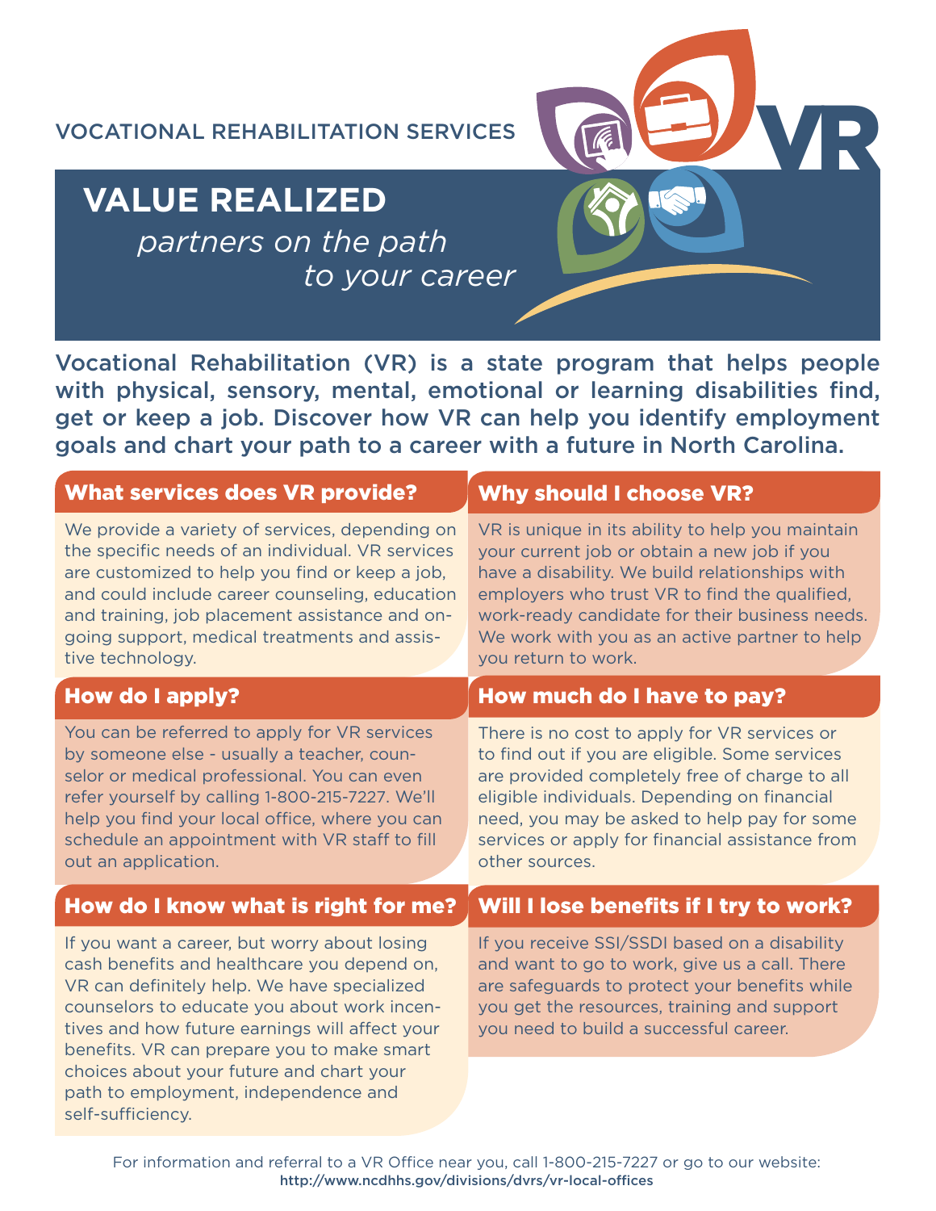VOCATIONAL REHABILITATION SERVICES

# VALUE REALIZED

*partners on the path to your career*

**Vocational Rehabilitation (VR) is a state program that helps people with physical, sensory, mental, emotional or learning disabilities find, get or keep a job. Discover how VR can help you identify employment goals and chart your path to a career with a future in North Carolina.**

## What services does VR provide?

We provide a variety of services, depending on the specific needs of an individual. VR services are customized to help you find or keep a job, and could include career counseling, education and training, job placement assistance and on-going support, medical treatments and assistive technology.

## Why should I choose VR?

VR is unique in its ability to help you maintain your current job or obtain a new job if you have a disability. We build relationships with employers who trust VR to find the qualified, work-ready candidate for their business needs. We work with you as an active partner to help you return to work.

## How do I apply?

You can be referred to apply for VR services by someone else - usually a teacher, counselor or medical professional. You can even refer yourself by calling 1-800-215-7227. We'll help you find your local office, where you can schedule an appointment with VR staff to fill out an application.

## How much do I have to pay?

There is no cost to apply for VR services or to find out if you are eligible. Some services are provided completely free of charge to all eligible individuals. Depending on financial need, you may be asked to help pay for some services or apply for financial assistance from other sources.

## How do I know what is right for me?

If you want a career, but worry about losing cash benefits and healthcare you depend on, VR can definitely help. We have specialized counselors to educate you about work incentives and how future earnings will affect your benefits. VR can prepare you to make smart choices about your future and chart your path to employment, independence and self-sufficiency.

## Will I lose benefits if I try to work?

If you receive SSI/SSDI based on a disability and want to go to work, give us a call. There are safeguards to protect your benefits while you get the resources, training and support you need to build a successful career.

For information and referral to a VR Office near you, call 1-800-215-7227 or go to our website:
**http://www.ncdhhs.gov/divisions/dvrs/vr-local-offices**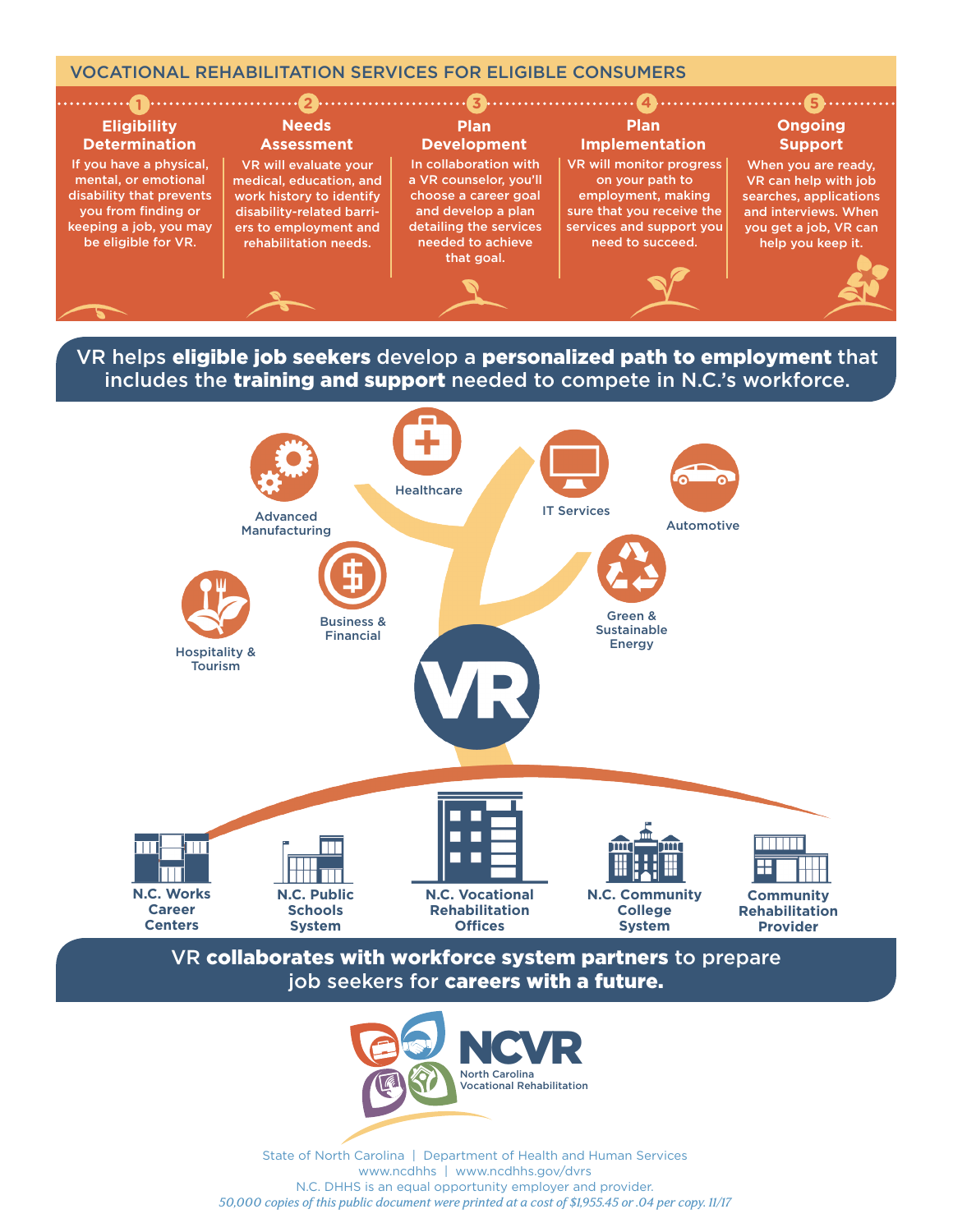## VOCATIONAL REHABILITATION SERVICES FOR ELIGIBLE CONSUMERS

### 1 Eligibility Determination

If you have a physical, mental, or emotional disability that prevents you from finding or keeping a job, you may be eligible for VR.

### 2 Needs Assessment

VR will evaluate your medical, education, and work history to identify disability-related barriers to employment and rehabilitation needs.

### 3 Plan Development

In collaboration with a VR counselor, you'll choose a career goal and develop a plan detailing the services needed to achieve that goal.

### 4 Plan Implementation

VR will monitor progress on your path to employment, making sure that you receive the services and support you need to succeed.

### 5 Ongoing Support

When you are ready, VR can help with job searches, applications and interviews. When you get a job, VR can help you keep it.

---

VR helps **eligible job seekers** develop a **personalized path to employment** that includes the **training and support** needed to compete in N.C.'s workforce.

Healthcare

IT Services

Advanced Manufacturing

Automotive

Business & Financial

Green & Sustainable Energy

Hospitality & Tourism

VR

N.C. Works Career Centers

N.C. Public Schools System

N.C. Vocational Rehabilitation Offices

N.C. Community College System

Community Rehabilitation Provider

VR **collaborates with workforce system partners** to prepare job seekers for **careers with a future.**

NCVR
North Carolina Vocational Rehabilitation

State of North Carolina | Department of Health and Human Services
www.ncdhhs | www.ncdhhs.gov/dvrs
N.C. DHHS is an equal opportunity employer and provider.
*50,000 copies of this public document were printed at a cost of $1,955.45 or .04 per copy. 11/17*